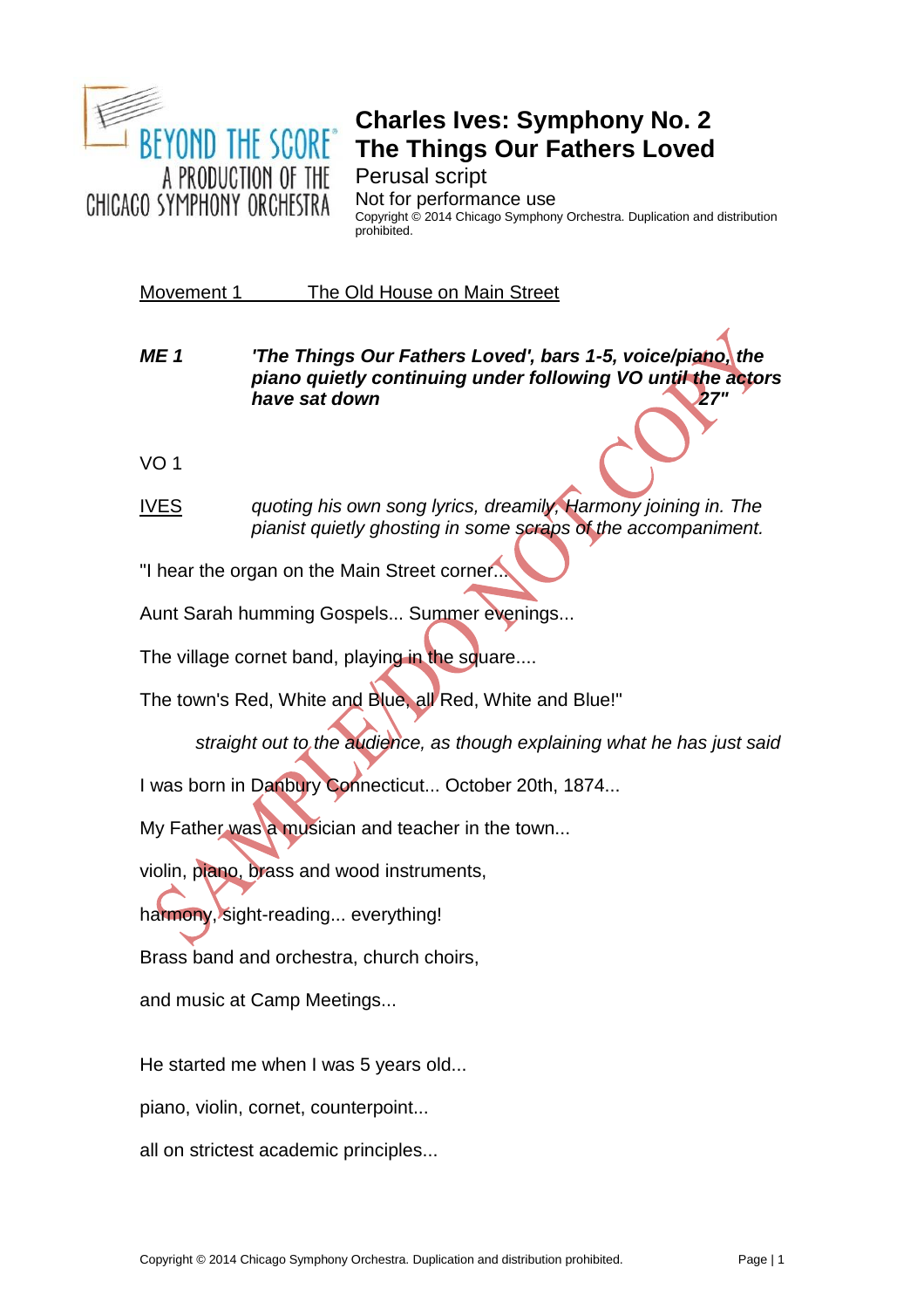BEYOND THE SCORE® A PRODUCTION OF THE CHICAGO SYMPHONY ORCHESTRA

# Charles Ives: Symphony No. 2
# The Things Our Fathers Loved

Perusal script

Not for performance use

Copyright © 2014 Chicago Symphony Orchestra. Duplication and distribution prohibited.

Movement 1 The Old House on Main Street

**ME 1** ***'The Things Our Fathers Loved', bars 1-5, voice/piano, the piano quietly continuing under following VO until the actors have sat down 27"***

VO 1

IVES *quoting his own song lyrics, dreamily, Harmony joining in. The pianist quietly ghosting in some scraps of the accompaniment.*

"I hear the organ on the Main Street corner...

Aunt Sarah humming Gospels... Summer evenings...

The village cornet band, playing in the square....

The town's Red, White and Blue, all Red, White and Blue!"

*straight out to the audience, as though explaining what he has just said*

I was born in Danbury Connecticut... October 20th, 1874...

My Father was a musician and teacher in the town...

violin, piano, brass and wood instruments,

harmony, sight-reading... everything!

Brass band and orchestra, church choirs,

and music at Camp Meetings...

He started me when I was 5 years old...

piano, violin, cornet, counterpoint...

all on strictest academic principles...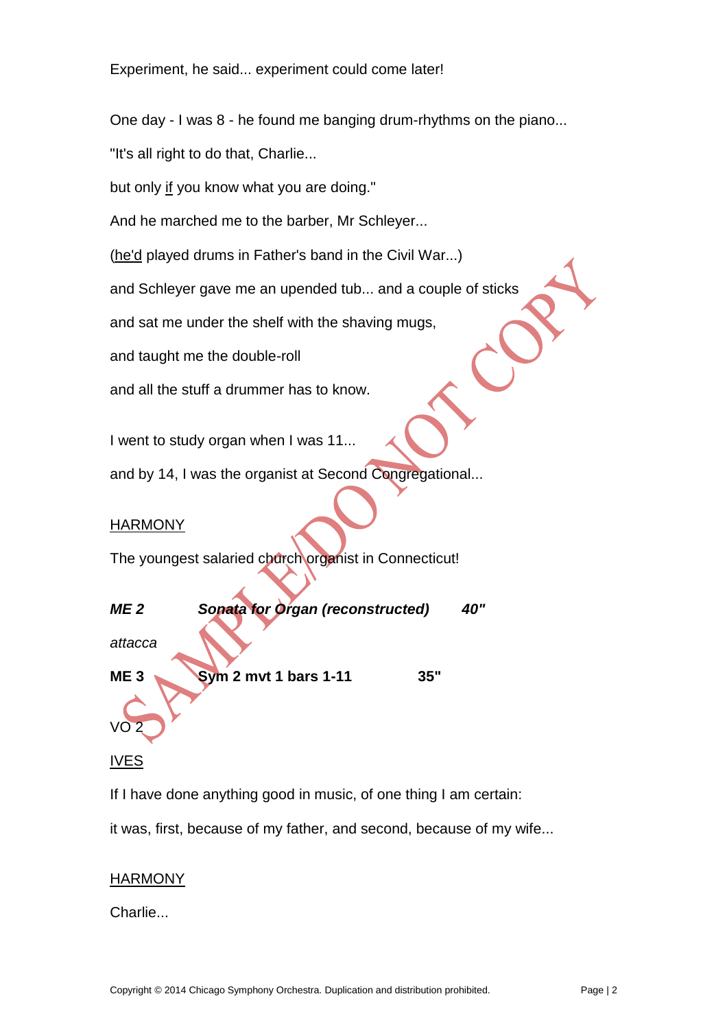Experiment, he said... experiment could come later!

One day - I was 8 - he found me banging drum-rhythms on the piano...

"It's all right to do that, Charlie...

but only <u>if</u> you know what you are doing."

And he marched me to the barber, Mr Schleyer...

(<u>he'd</u> played drums in Father's band in the Civil War...)

and Schleyer gave me an upended tub... and a couple of sticks

and sat me under the shelf with the shaving mugs,

and taught me the double-roll

and all the stuff a drummer has to know.

I went to study organ when I was 11...

and by 14, I was the organist at Second Congregational...

<u>HARMONY</u>

The youngest salaried church organist in Connecticut!

***ME 2*** ***Sonata for Organ (reconstructed)*** ***40"***

*attacca*

**ME 3** **Sym 2 mvt 1 bars 1-11** **35"**

VO 2

<u>IVES</u>

If I have done anything good in music, of one thing I am certain:

it was, first, because of my father, and second, because of my wife...

<u>HARMONY</u>

Charlie...

Copyright © 2014 Chicago Symphony Orchestra. Duplication and distribution prohibited.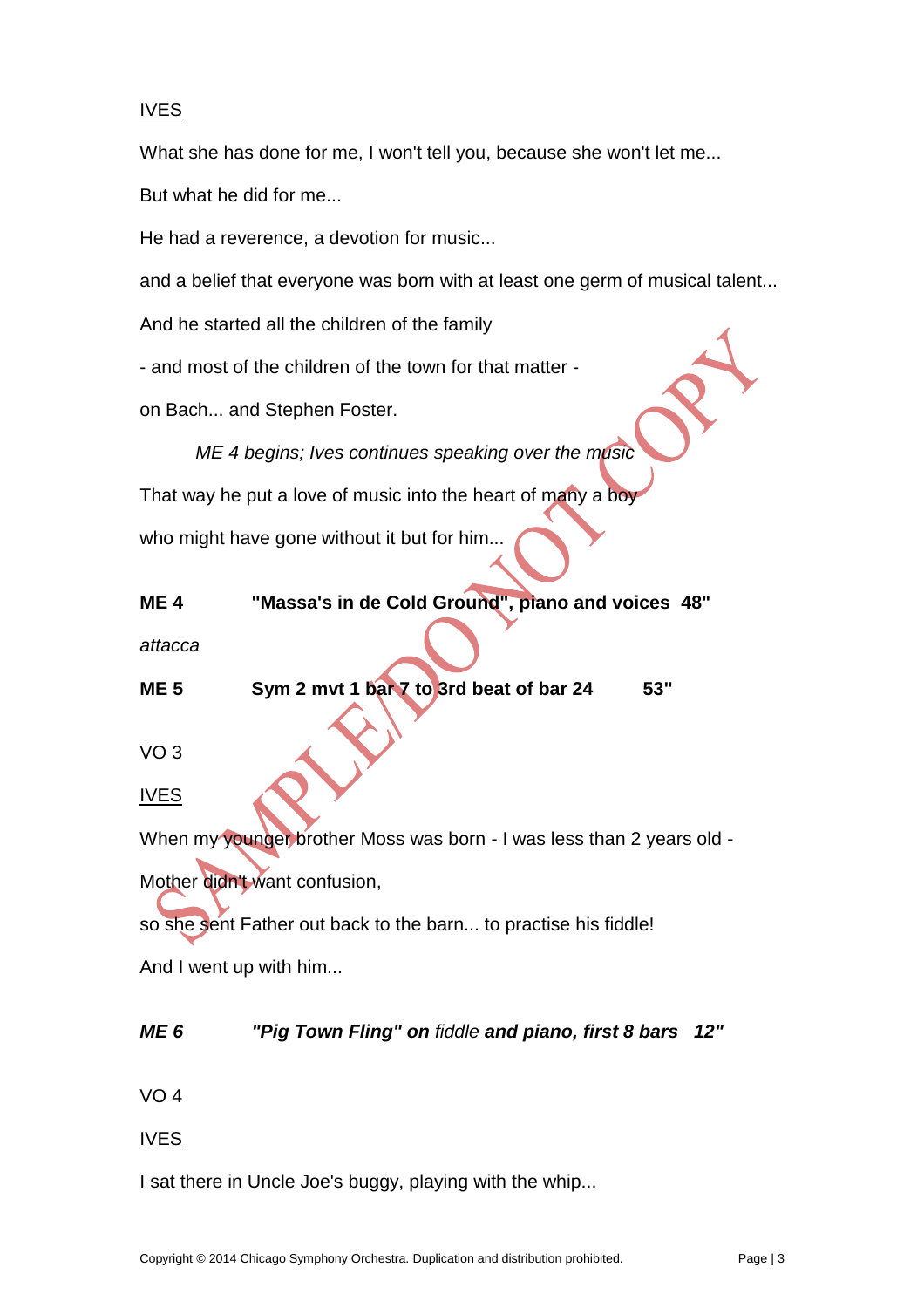<u>IVES</u>

What she has done for me, I won't tell you, because she won't let me...

But what he did for me...

He had a reverence, a devotion for music...

and a belief that everyone was born with at least one germ of musical talent...

And he started all the children of the family

- and most of the children of the town for that matter -

on Bach... and Stephen Foster.

*ME 4 begins; Ives continues speaking over the music*

That way he put a love of music into the heart of many a boy

who might have gone without it but for him...

**ME 4 "Massa's in de Cold Ground", piano and voices 48"**

*attacca*

**ME 5 Sym 2 mvt 1 bar 7 to 3rd beat of bar 24 53"**

VO 3

<u>IVES</u>

When my younger brother Moss was born - I was less than 2 years old -

Mother didn't want confusion,

so she sent Father out back to the barn... to practise his fiddle!

And I went up with him...

***ME 6 "Pig Town Fling" on*** *fiddle* ***and piano, first 8 bars 12"***

VO 4

<u>IVES</u>

I sat there in Uncle Joe's buggy, playing with the whip...

SAMPLE/DO NOT COPY

Copyright © 2014 Chicago Symphony Orchestra. Duplication and distribution prohibited.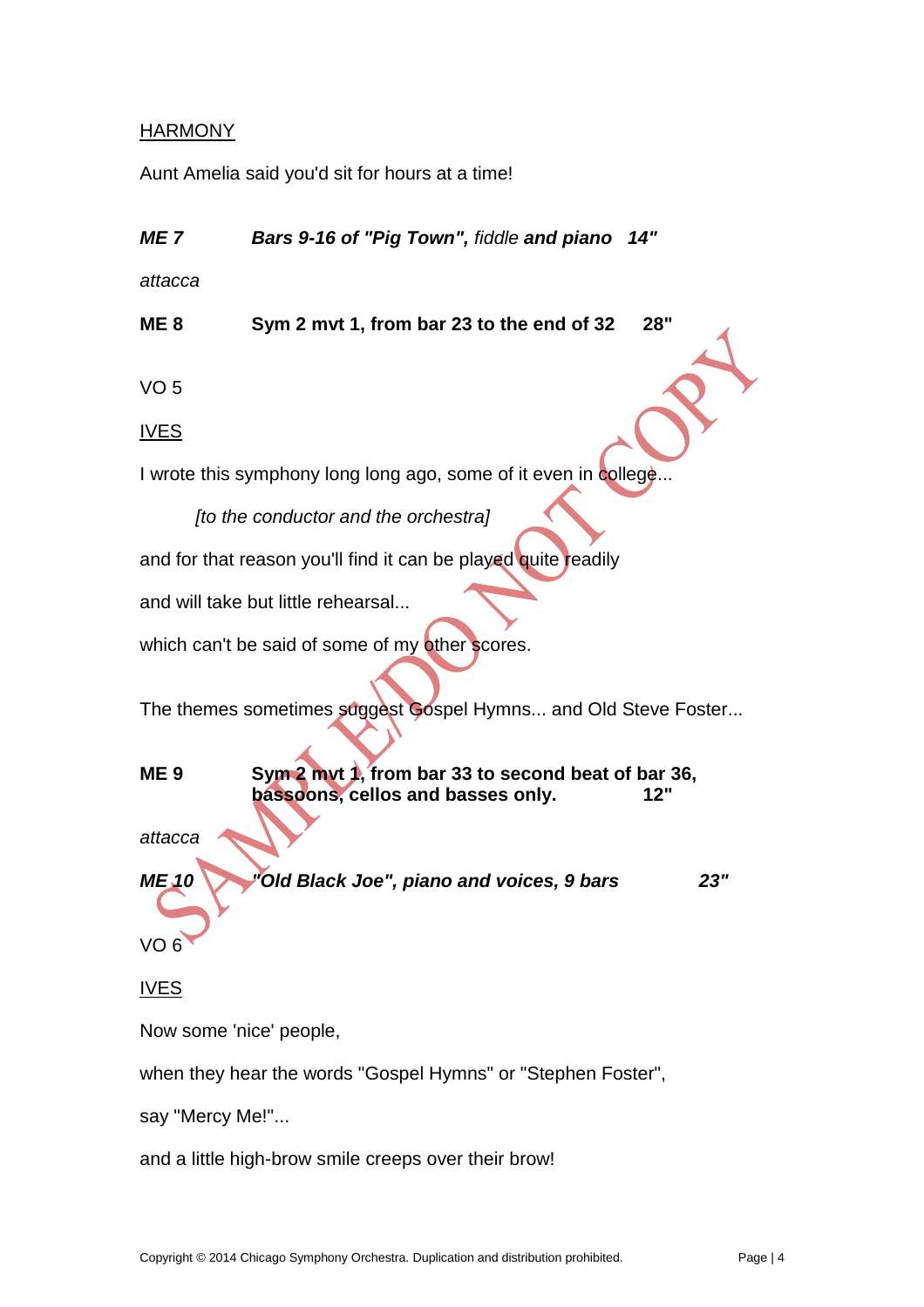<u>HARMONY</u>

Aunt Amelia said you'd sit for hours at a time!

***ME 7*** ***Bars 9-16 of "Pig Town",*** *fiddle* ***and piano 14"***

*attacca*

**ME 8** **Sym 2 mvt 1, from bar 23 to the end of 32 28"**

VO 5

<u>IVES</u>

I wrote this symphony long long ago, some of it even in college...

*[to the conductor and the orchestra]*

and for that reason you'll find it can be played quite readily

and will take but little rehearsal...

which can't be said of some of my other scores.

The themes sometimes suggest Gospel Hymns... and Old Steve Foster...

**ME 9** **Sym 2 mvt 1, from bar 33 to second beat of bar 36, bassoons, cellos and basses only. 12"**

*attacca*

***ME 10*** ***"Old Black Joe", piano and voices, 9 bars 23"***

VO 6

<u>IVES</u>

Now some 'nice' people,

when they hear the words "Gospel Hymns" or "Stephen Foster",

say "Mercy Me!"...

and a little high-brow smile creeps over their brow!

Copyright © 2014 Chicago Symphony Orchestra. Duplication and distribution prohibited.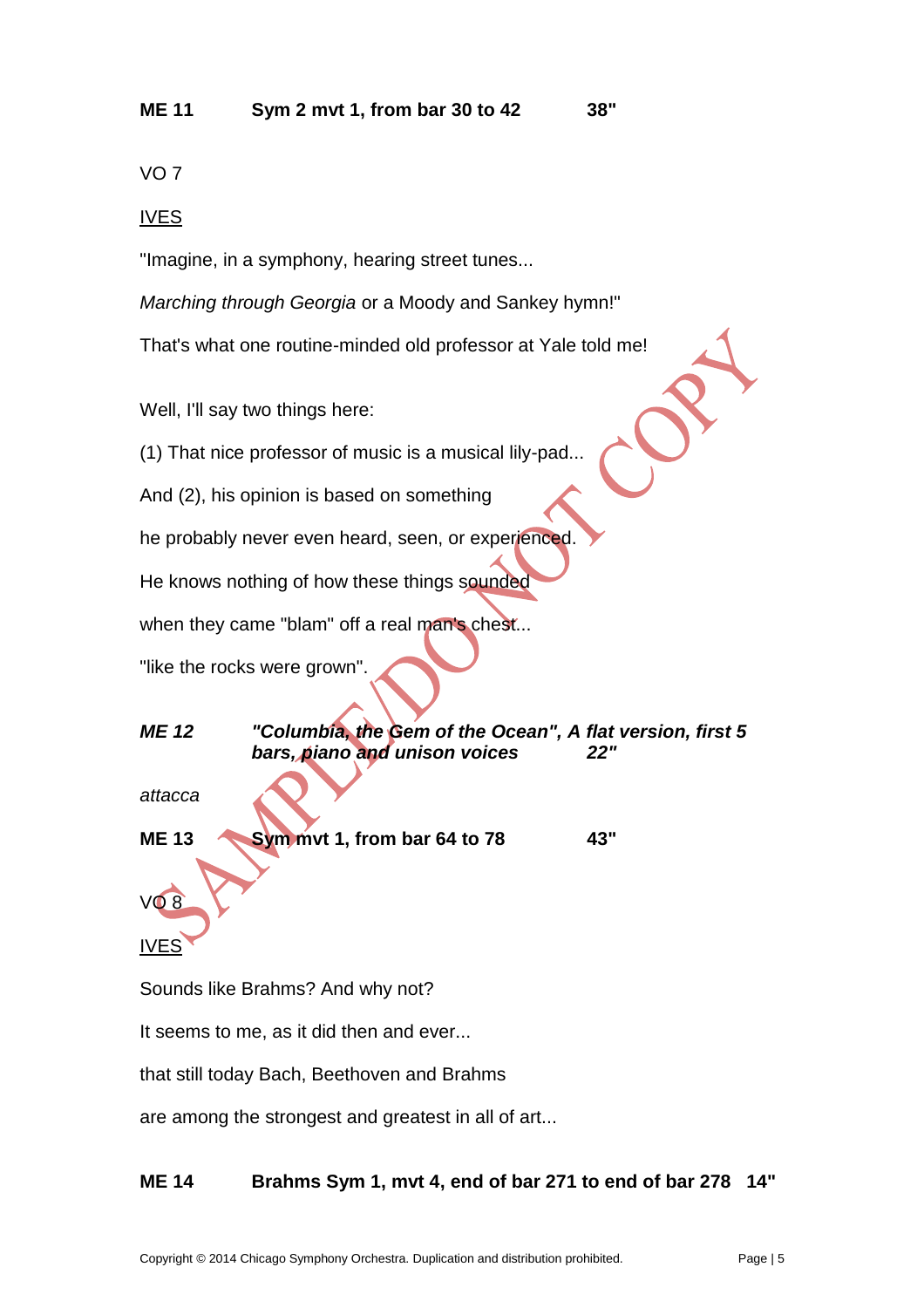**ME 11 Sym 2 mvt 1, from bar 30 to 42 38"**

VO 7

IVES

"Imagine, in a symphony, hearing street tunes...

*Marching through Georgia* or a Moody and Sankey hymn!"

That's what one routine-minded old professor at Yale told me!

Well, I'll say two things here:

(1) That nice professor of music is a musical lily-pad...

And (2), his opinion is based on something

he probably never even heard, seen, or experienced.

He knows nothing of how these things sounded

when they came "blam" off a real man's chest...

"like the rocks were grown".

***ME 12 "Columbia, the Gem of the Ocean", A flat version, first 5 bars, piano and unison voices 22"***

*attacca*

**ME 13 Sym mvt 1, from bar 64 to 78 43"**

VO 8

IVES

Sounds like Brahms? And why not?

It seems to me, as it did then and ever...

that still today Bach, Beethoven and Brahms

are among the strongest and greatest in all of art...

**ME 14 Brahms Sym 1, mvt 4, end of bar 271 to end of bar 278 14"**

Copyright © 2014 Chicago Symphony Orchestra. Duplication and distribution prohibited.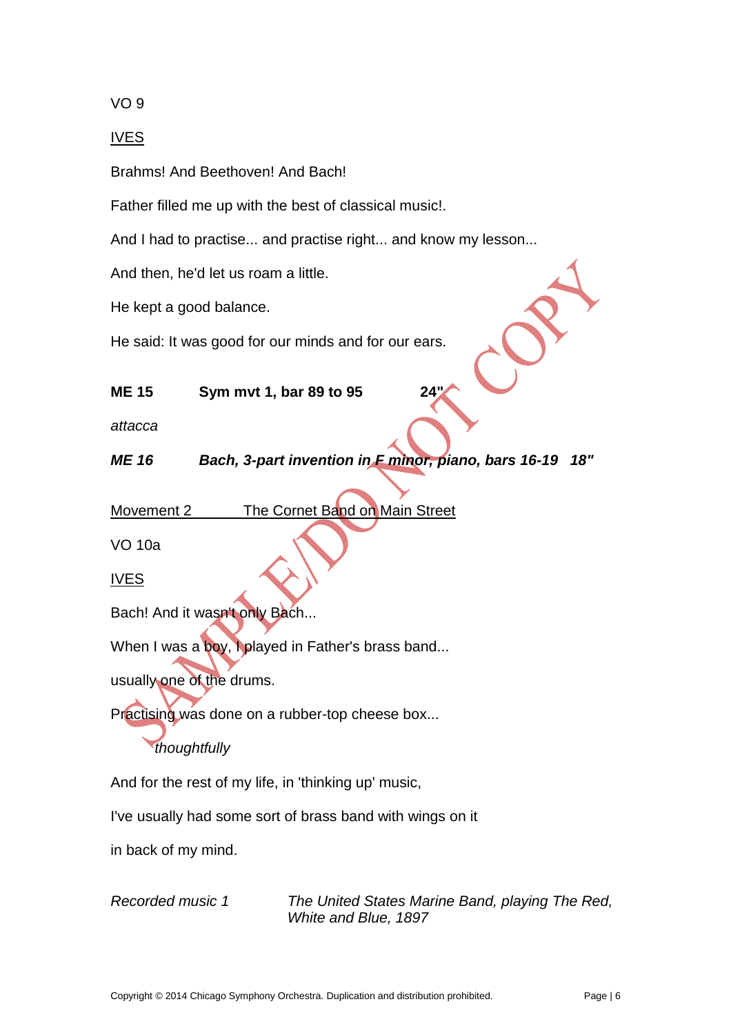VO 9

<u>IVES</u>

Brahms! And Beethoven! And Bach!

Father filled me up with the best of classical music!.

And I had to practise... and practise right... and know my lesson...

And then, he'd let us roam a little.

He kept a good balance.

He said: It was good for our minds and for our ears.

**ME 15 Sym mvt 1, bar 89 to 95 24"**

*attacca*

***ME 16 Bach, 3-part invention in F minor, piano, bars 16-19 18"***

<u>Movement 2 The Cornet Band on Main Street</u>

VO 10a

<u>IVES</u>

Bach! And it wasn't only Bach...

When I was a boy, I played in Father's brass band...

usually one of the drums.

Practising was done on a rubber-top cheese box...

*thoughtfully*

And for the rest of my life, in 'thinking up' music,

I've usually had some sort of brass band with wings on it

in back of my mind.

*Recorded music 1 The United States Marine Band, playing The Red, White and Blue, 1897*

Copyright © 2014 Chicago Symphony Orchestra. Duplication and distribution prohibited.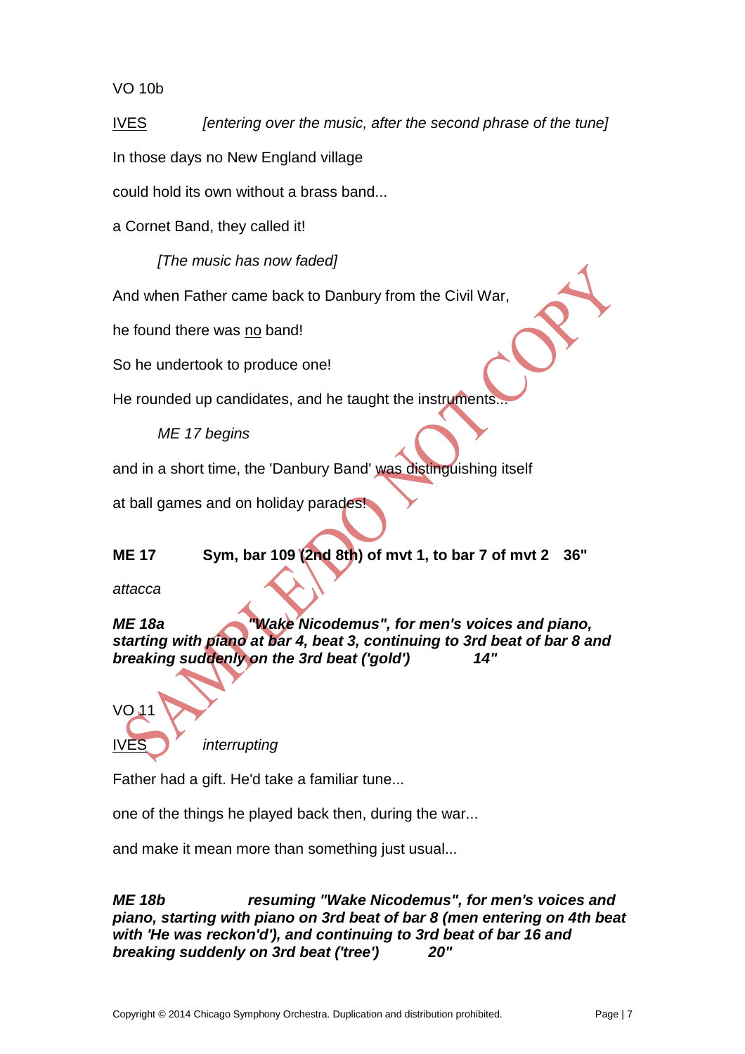VO 10b

IVES *[entering over the music, after the second phrase of the tune]*

In those days no New England village

could hold its own without a brass band...

a Cornet Band, they called it!

*[The music has now faded]*

And when Father came back to Danbury from the Civil War,

he found there was no band!

So he undertook to produce one!

He rounded up candidates, and he taught the instruments...

*ME 17 begins*

and in a short time, the 'Danbury Band' was distinguishing itself

at ball games and on holiday parades!

**ME 17 Sym, bar 109 (2nd 8th) of mvt 1, to bar 7 of mvt 2 36"**

*attacca*

***ME 18a "Wake Nicodemus", for men's voices and piano, starting with piano at bar 4, beat 3, continuing to 3rd beat of bar 8 and breaking suddenly on the 3rd beat ('gold') 14"***

VO 11

IVES *interrupting*

Father had a gift. He'd take a familiar tune...

one of the things he played back then, during the war...

and make it mean more than something just usual...

***ME 18b resuming "Wake Nicodemus", for men's voices and piano, starting with piano on 3rd beat of bar 8 (men entering on 4th beat with 'He was reckon'd'), and continuing to 3rd beat of bar 16 and breaking suddenly on 3rd beat ('tree') 20"***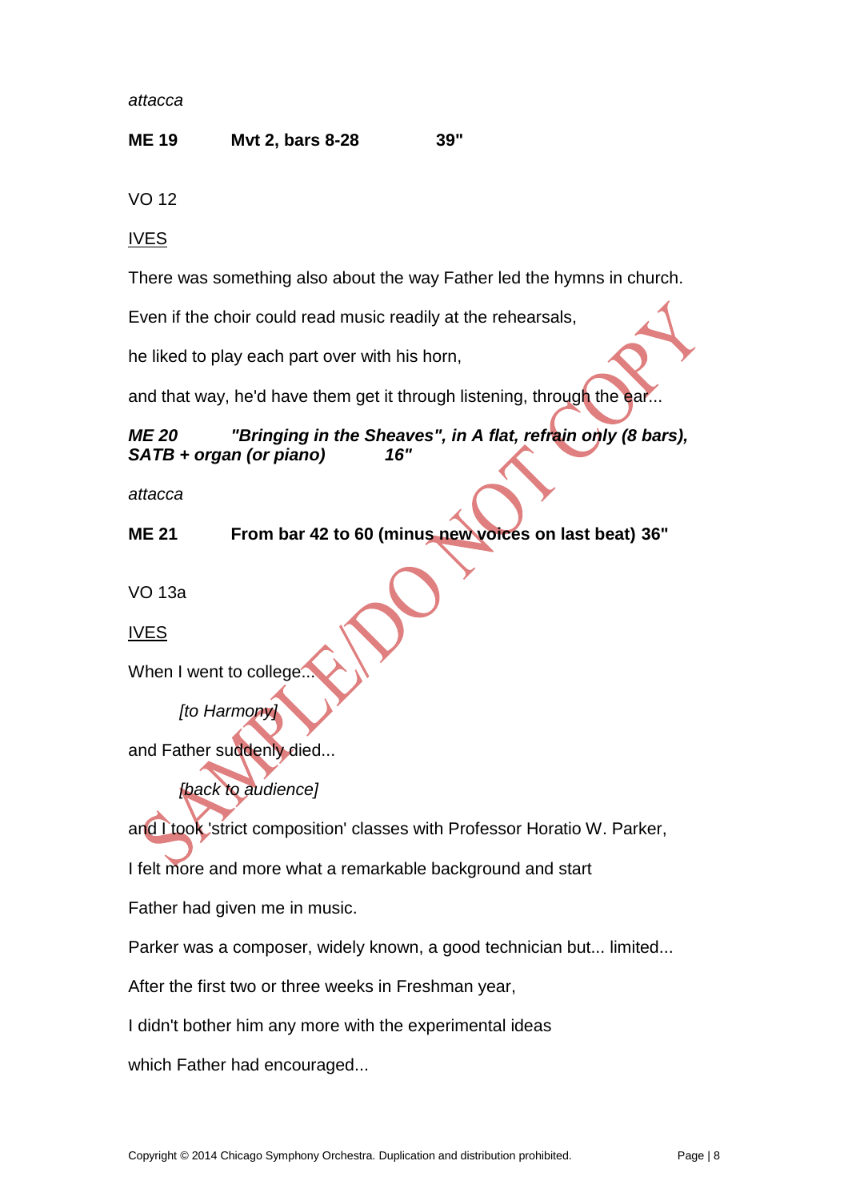*attacca*

**ME 19 Mvt 2, bars 8-28 39"**

VO 12

IVES

There was something also about the way Father led the hymns in church.

Even if the choir could read music readily at the rehearsals,

he liked to play each part over with his horn,

and that way, he'd have them get it through listening, through the ear...

***ME 20 "Bringing in the Sheaves", in A flat, refrain only (8 bars), SATB + organ (or piano) 16"***

*attacca*

**ME 21 From bar 42 to 60 (minus new voices on last beat) 36"**

VO 13a

IVES

When I went to college...

*[to Harmony]*

and Father suddenly died...

*[back to audience]*

and I took 'strict composition' classes with Professor Horatio W. Parker,

I felt more and more what a remarkable background and start

Father had given me in music.

Parker was a composer, widely known, a good technician but... limited...

After the first two or three weeks in Freshman year,

I didn't bother him any more with the experimental ideas

which Father had encouraged...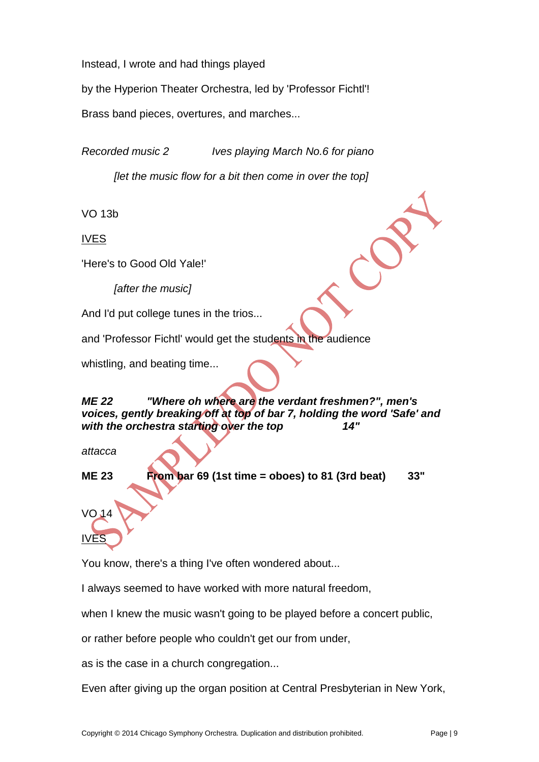Instead, I wrote and had things played

by the Hyperion Theater Orchestra, led by 'Professor Fichtl'!

Brass band pieces, overtures, and marches...

*Recorded music 2 Ives playing March No.6 for piano*

*[let the music flow for a bit then come in over the top]*

VO 13b

IVES

'Here's to Good Old Yale!'

*[after the music]*

And I'd put college tunes in the trios...

and 'Professor Fichtl' would get the students in the audience

whistling, and beating time...

***ME 22 "Where oh where are the verdant freshmen?", men's voices, gently breaking off at top of bar 7, holding the word 'Safe' and with the orchestra starting over the top 14"***

*attacca*

**ME 23 From bar 69 (1st time = oboes) to 81 (3rd beat) 33"**

VO 14

IVES

You know, there's a thing I've often wondered about...

I always seemed to have worked with more natural freedom,

when I knew the music wasn't going to be played before a concert public,

or rather before people who couldn't get our from under,

as is the case in a church congregation...

Even after giving up the organ position at Central Presbyterian in New York,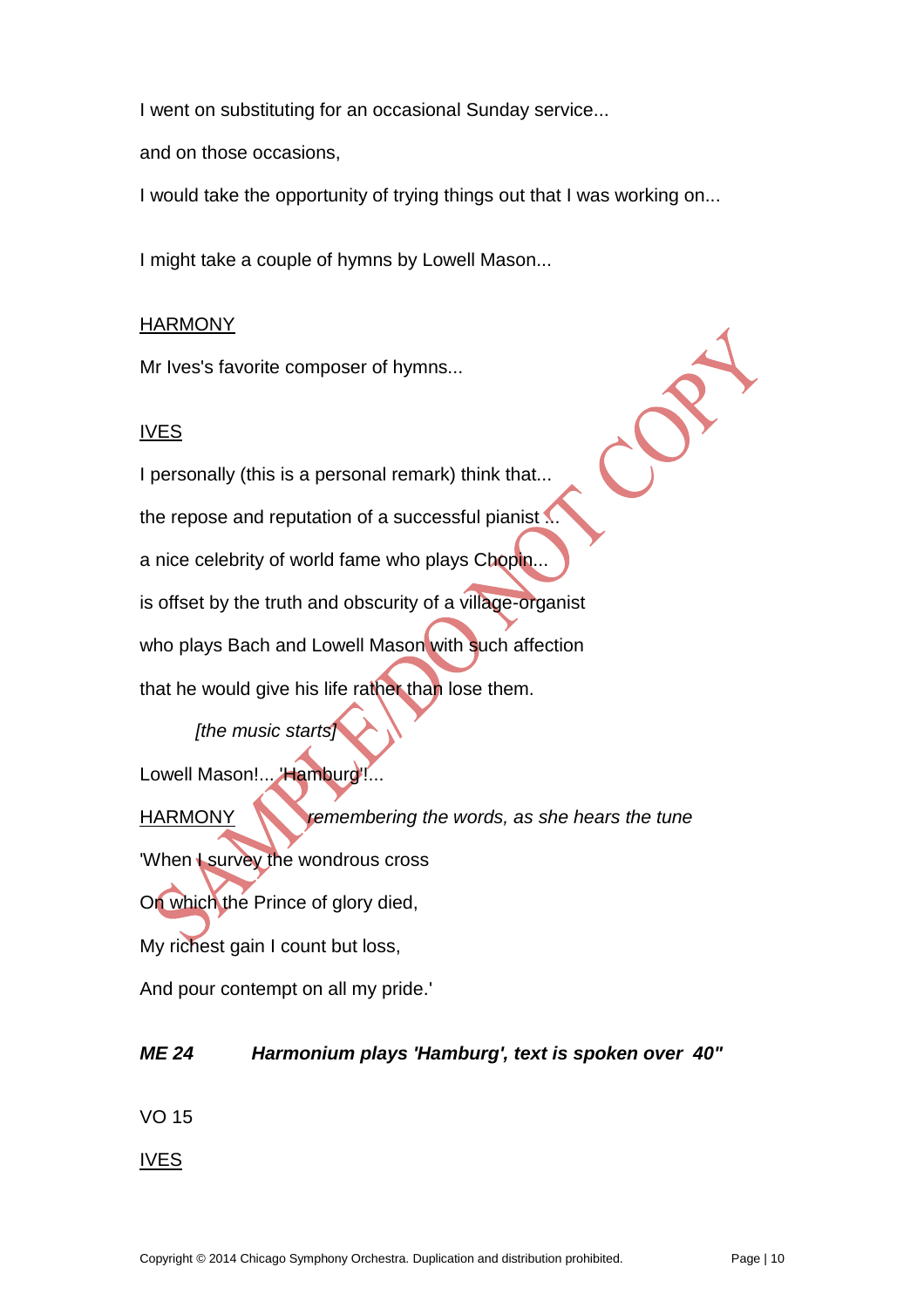I went on substituting for an occasional Sunday service...

and on those occasions,

I would take the opportunity of trying things out that I was working on...

I might take a couple of hymns by Lowell Mason...

<u>HARMONY</u>

Mr Ives's favorite composer of hymns...

<u>IVES</u>

I personally (this is a personal remark) think that...

the repose and reputation of a successful pianist ...

a nice celebrity of world fame who plays Chopin...

is offset by the truth and obscurity of a village-organist

who plays Bach and Lowell Mason with such affection

that he would give his life rather than lose them.

*[the music starts]*

Lowell Mason!... 'Hamburg'!...

<u>HARMONY</u> *remembering the words, as she hears the tune*

'When I survey the wondrous cross

On which the Prince of glory died,

My richest gain I count but loss,

And pour contempt on all my pride.'

***ME 24 Harmonium plays 'Hamburg', text is spoken over 40"***

VO 15

<u>IVES</u>

Copyright © 2014 Chicago Symphony Orchestra. Duplication and distribution prohibited.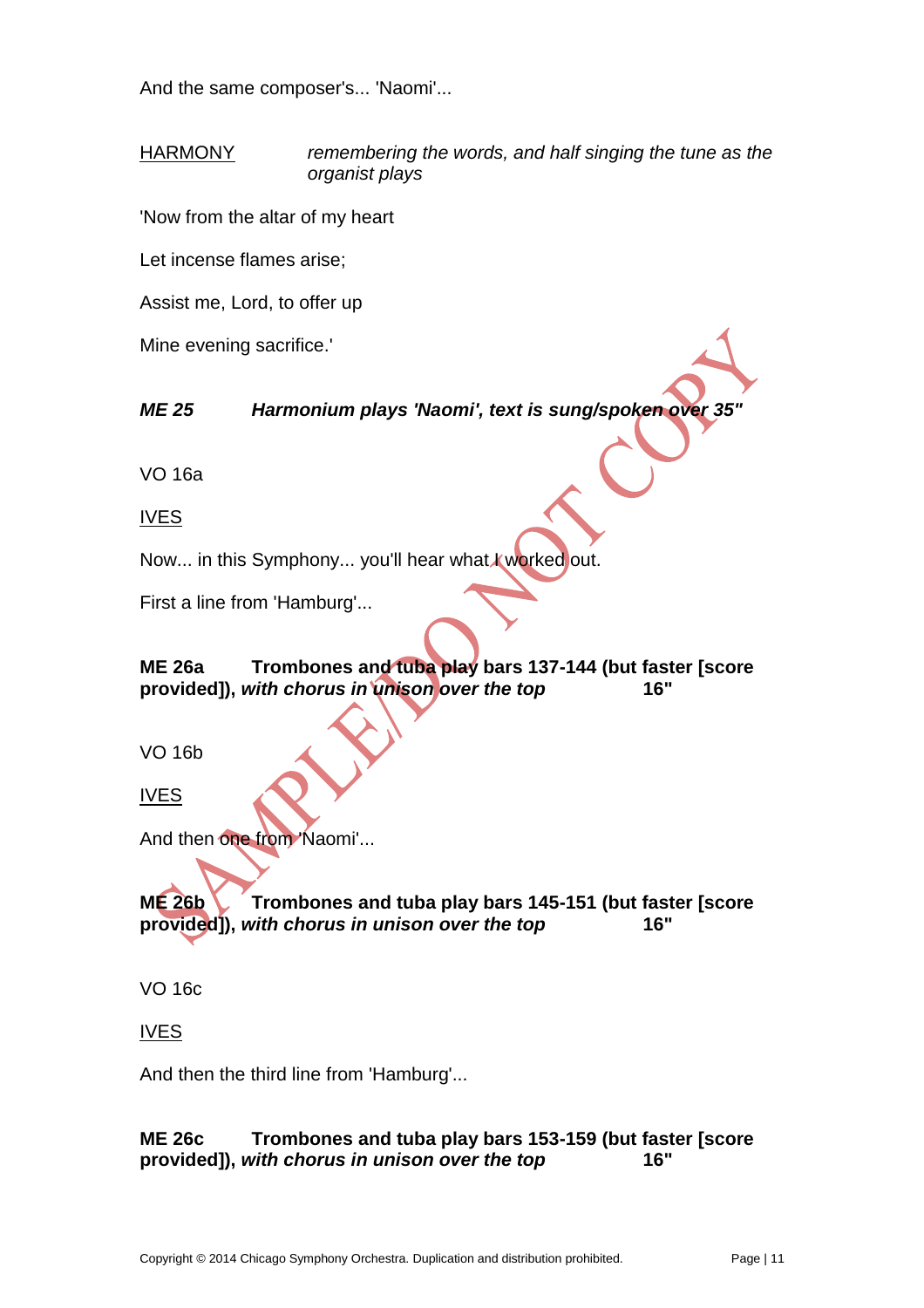And the same composer's... 'Naomi'...

<u>HARMONY</u> *remembering the words, and half singing the tune as the organist plays*

'Now from the altar of my heart

Let incense flames arise;

Assist me, Lord, to offer up

Mine evening sacrifice.'

***ME 25 Harmonium plays 'Naomi', text is sung/spoken over 35"***

VO 16a

<u>IVES</u>

Now... in this Symphony... you'll hear what I worked out.

First a line from 'Hamburg'...

**ME 26a Trombones and tuba play bars 137-144 (but faster [score provided]),** ***with chorus in unison over the top*** **16"**

VO 16b

<u>IVES</u>

And then one from 'Naomi'...

**ME 26b Trombones and tuba play bars 145-151 (but faster [score provided]),** ***with chorus in unison over the top*** **16"**

VO 16c

<u>IVES</u>

And then the third line from 'Hamburg'...

**ME 26c Trombones and tuba play bars 153-159 (but faster [score provided]),** ***with chorus in unison over the top*** **16"**

Copyright © 2014 Chicago Symphony Orchestra. Duplication and distribution prohibited.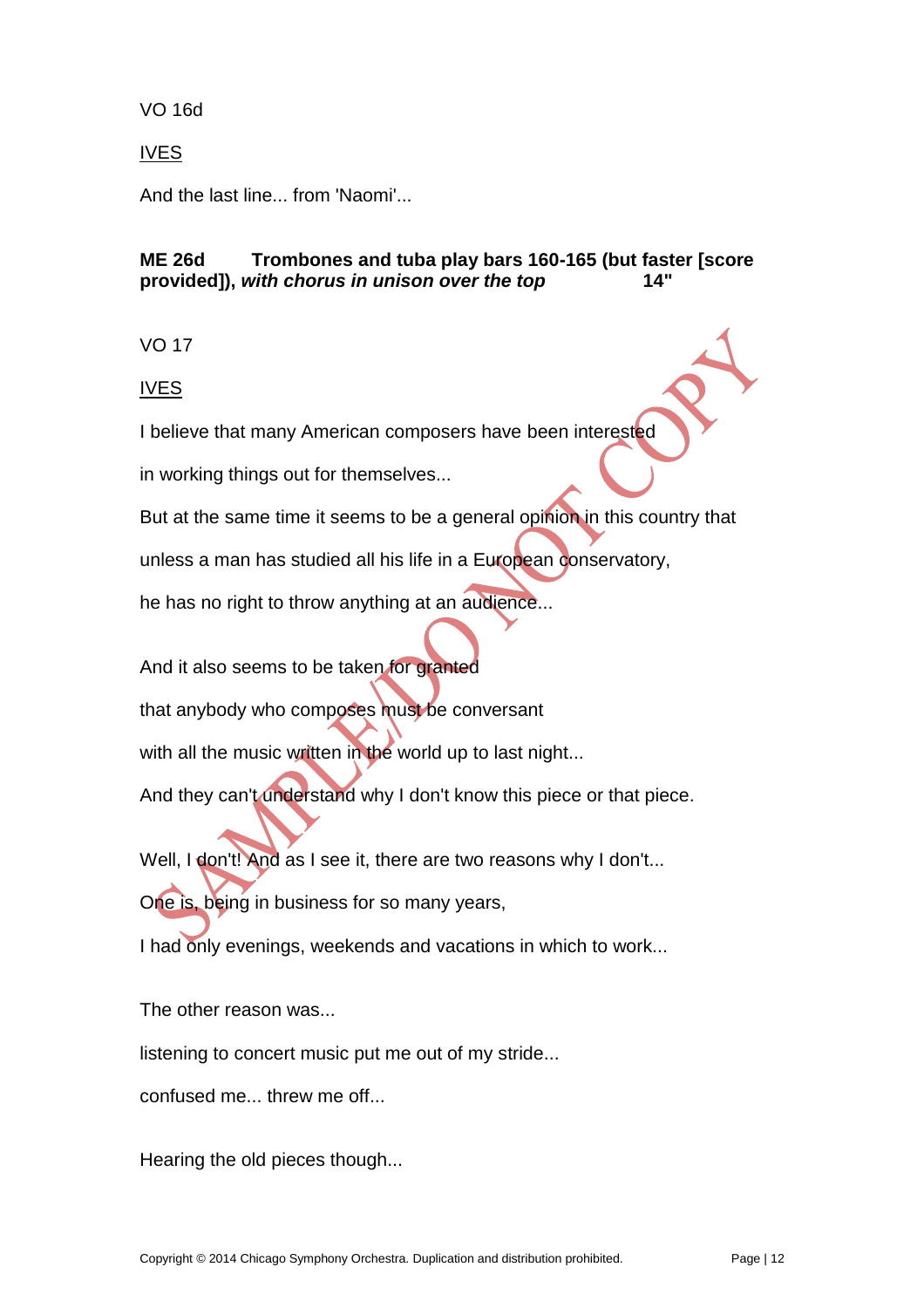VO 16d

IVES

And the last line... from 'Naomi'...

**ME 26d Trombones and tuba play bars 160-165 (but faster [score provided]),** ***with chorus in unison over the top*** **14"**

VO 17

IVES

I believe that many American composers have been interested

in working things out for themselves...

But at the same time it seems to be a general opinion in this country that

unless a man has studied all his life in a European conservatory,

he has no right to throw anything at an audience...

And it also seems to be taken for granted

that anybody who composes must be conversant

with all the music written in the world up to last night...

And they can't understand why I don't know this piece or that piece.

Well, I don't! And as I see it, there are two reasons why I don't...

One is, being in business for so many years,

I had only evenings, weekends and vacations in which to work...

The other reason was...

listening to concert music put me out of my stride...

confused me... threw me off...

Hearing the old pieces though...

Copyright © 2014 Chicago Symphony Orchestra. Duplication and distribution prohibited.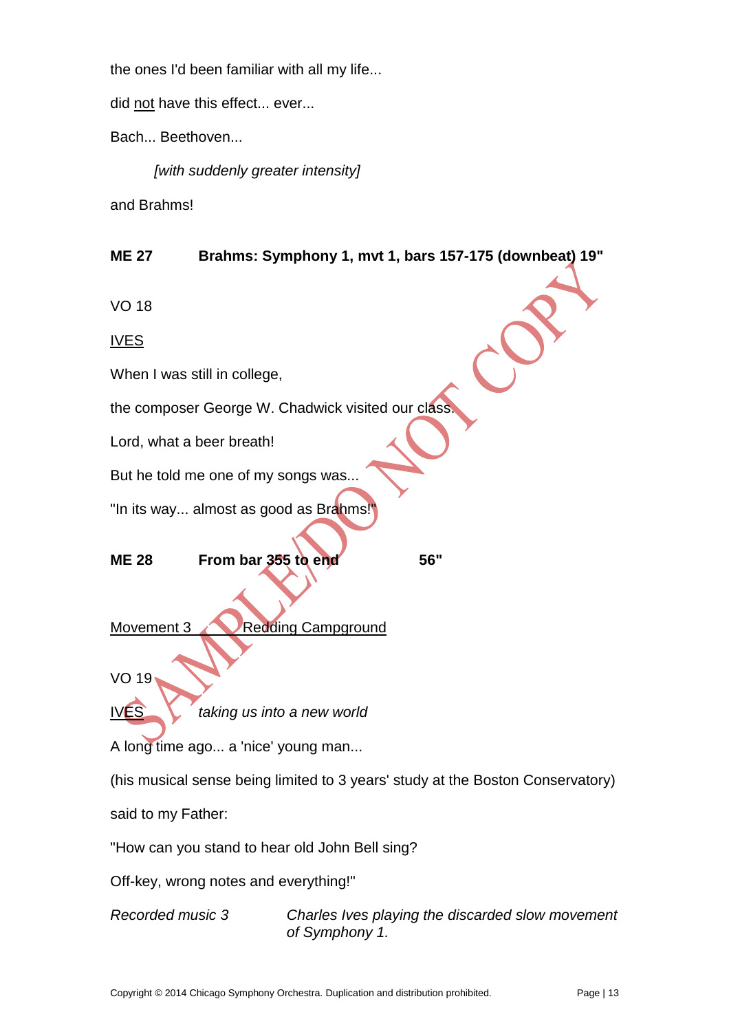the ones I'd been familiar with all my life...

did <u>not</u> have this effect... ever...

Bach... Beethoven...

*[with suddenly greater intensity]*

and Brahms!

**ME 27 Brahms: Symphony 1, mvt 1, bars 157-175 (downbeat) 19"**

VO 18

<u>IVES</u>

When I was still in college,

the composer George W. Chadwick visited our class.

Lord, what a beer breath!

But he told me one of my songs was...

"In its way... almost as good as Brahms!"

**ME 28 From bar 355 to end 56"**

<u>Movement 3 Redding Campground</u>

VO 19

<u>IVES</u> *taking us into a new world*

A long time ago... a 'nice' young man...

(his musical sense being limited to 3 years' study at the Boston Conservatory)

said to my Father:

"How can you stand to hear old John Bell sing?

Off-key, wrong notes and everything!"

*Recorded music 3* *Charles Ives playing the discarded slow movement of Symphony 1.*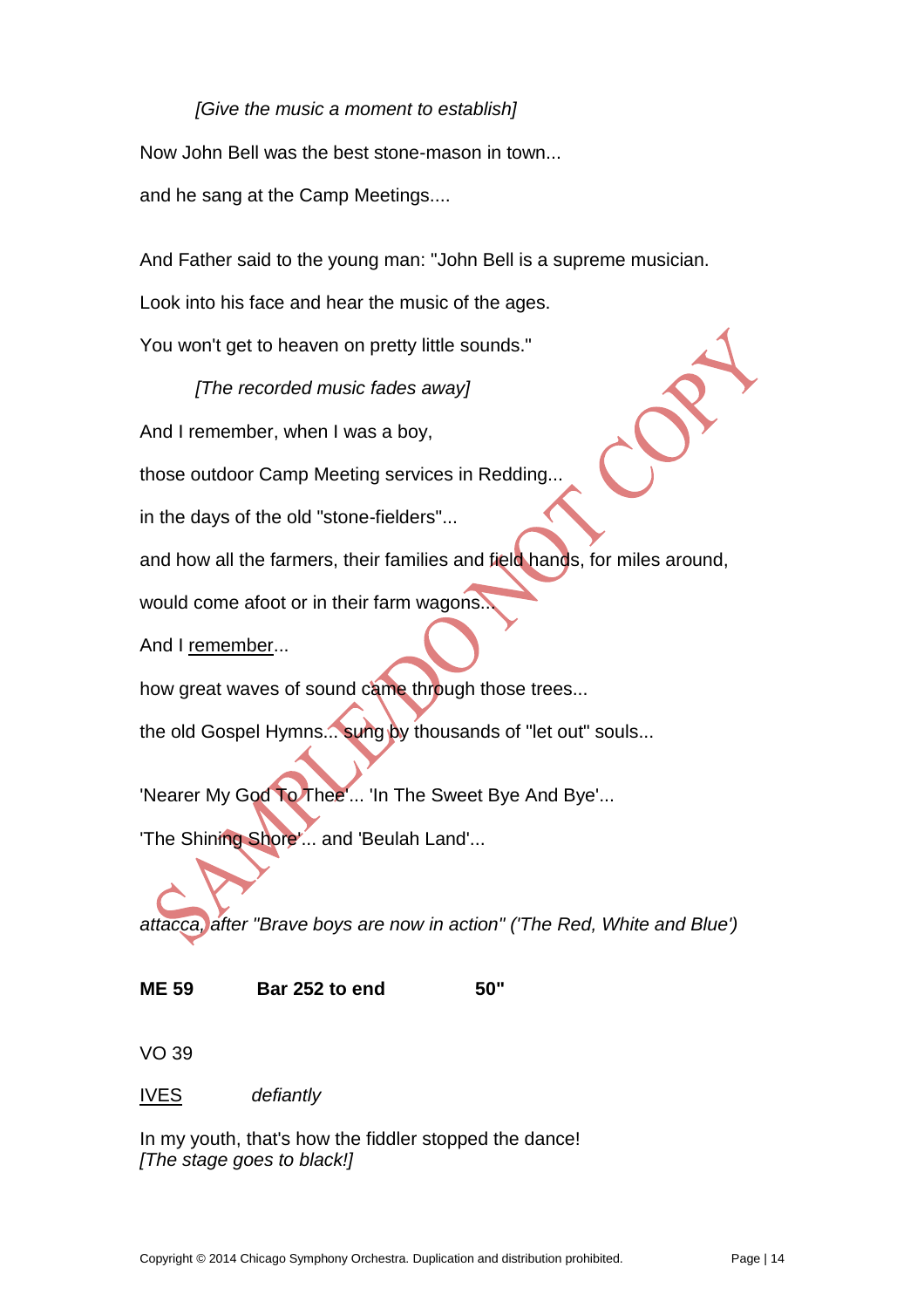*[Give the music a moment to establish]*

Now John Bell was the best stone-mason in town...

and he sang at the Camp Meetings....

And Father said to the young man: "John Bell is a supreme musician.

Look into his face and hear the music of the ages.

You won't get to heaven on pretty little sounds."

*[The recorded music fades away]*

And I remember, when I was a boy,

those outdoor Camp Meeting services in Redding...

in the days of the old "stone-fielders"...

and how all the farmers, their families and field hands, for miles around,

would come afoot or in their farm wagons...

And I <u>remember</u>...

how great waves of sound came through those trees...

the old Gospel Hymns... sung by thousands of "let out" souls...

'Nearer My God To Thee'... 'In The Sweet Bye And Bye'...

'The Shining Shore'... and 'Beulah Land'...

*attacca, after "Brave boys are now in action" ('The Red, White and Blue')*

**ME 59 Bar 252 to end 50"**

VO 39

<u>IVES</u> *defiantly*

In my youth, that's how the fiddler stopped the dance!
*[The stage goes to black!]*